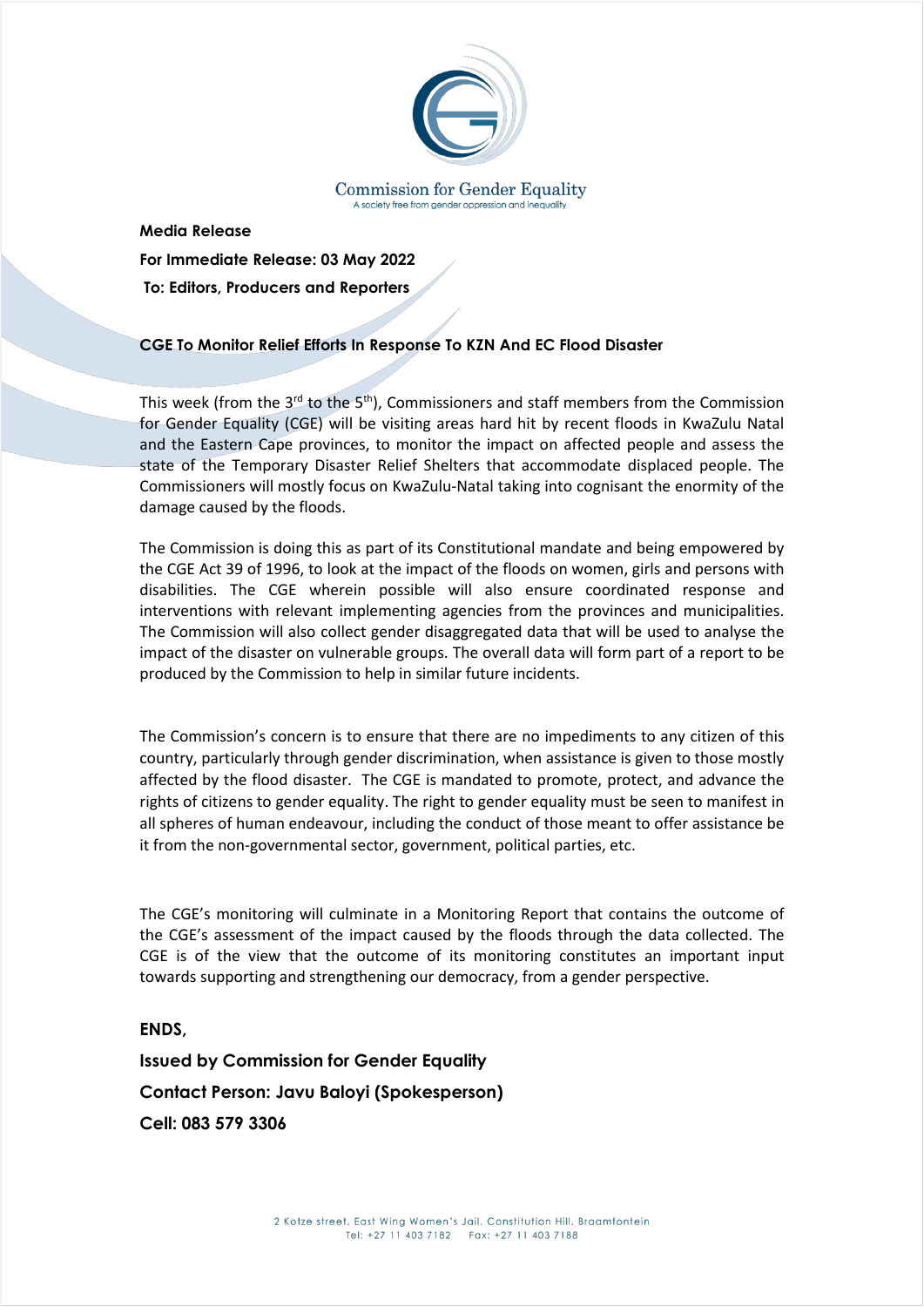Commission for Gender Equality
A society free from gender oppression and inequality

**Media Release**

**For Immediate Release: 03 May 2022**

**To: Editors, Producers and Reporters**

**CGE To Monitor Relief Efforts In Response To KZN And EC Flood Disaster**

This week (from the 3rd to the 5th), Commissioners and staff members from the Commission for Gender Equality (CGE) will be visiting areas hard hit by recent floods in KwaZulu Natal and the Eastern Cape provinces, to monitor the impact on affected people and assess the state of the Temporary Disaster Relief Shelters that accommodate displaced people. The Commissioners will mostly focus on KwaZulu-Natal taking into cognisant the enormity of the damage caused by the floods.

The Commission is doing this as part of its Constitutional mandate and being empowered by the CGE Act 39 of 1996, to look at the impact of the floods on women, girls and persons with disabilities. The CGE wherein possible will also ensure coordinated response and interventions with relevant implementing agencies from the provinces and municipalities. The Commission will also collect gender disaggregated data that will be used to analyse the impact of the disaster on vulnerable groups. The overall data will form part of a report to be produced by the Commission to help in similar future incidents.

The Commission's concern is to ensure that there are no impediments to any citizen of this country, particularly through gender discrimination, when assistance is given to those mostly affected by the flood disaster. The CGE is mandated to promote, protect, and advance the rights of citizens to gender equality. The right to gender equality must be seen to manifest in all spheres of human endeavour, including the conduct of those meant to offer assistance be it from the non-governmental sector, government, political parties, etc.

The CGE's monitoring will culminate in a Monitoring Report that contains the outcome of the CGE's assessment of the impact caused by the floods through the data collected. The CGE is of the view that the outcome of its monitoring constitutes an important input towards supporting and strengthening our democracy, from a gender perspective.

**ENDS,**

**Issued by Commission for Gender Equality**

**Contact Person: Javu Baloyi (Spokesperson)**

**Cell: 083 579 3306**

2 Kotze street, East Wing Women's Jail, Constitution Hill, Braamfontein
Tel: +27 11 403 7182 Fax: +27 11 403 7188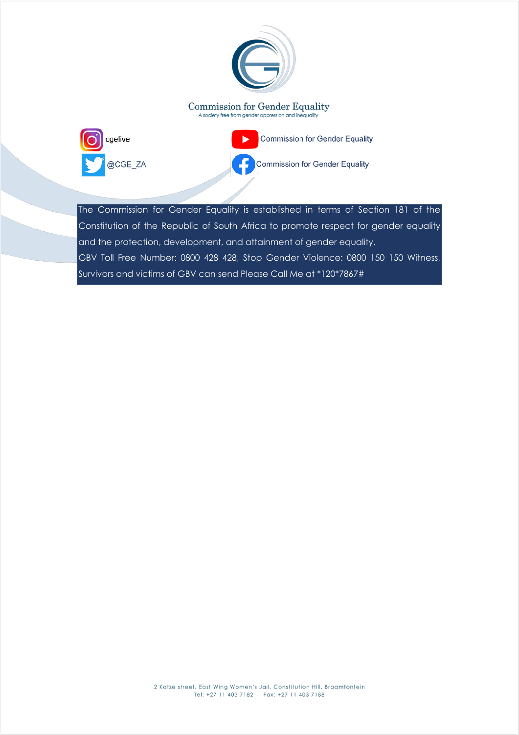Commission for Gender Equality

A society free from gender oppression and inequality

cgelive

@CGE_ZA

Commission for Gender Equality

Commission for Gender Equality

The Commission for Gender Equality is established in terms of Section 181 of the Constitution of the Republic of South Africa to promote respect for gender equality and the protection, development, and attainment of gender equality.

GBV Toll Free Number: 0800 428 428, Stop Gender Violence: 0800 150 150 Witness, Survivors and victims of GBV can send Please Call Me at *120*7867#

2 Kotze street, East Wing Women's Jail, Constitution Hill, Braamfontein
Tel: +27 11 403 7182 Fax: +27 11 403 7188